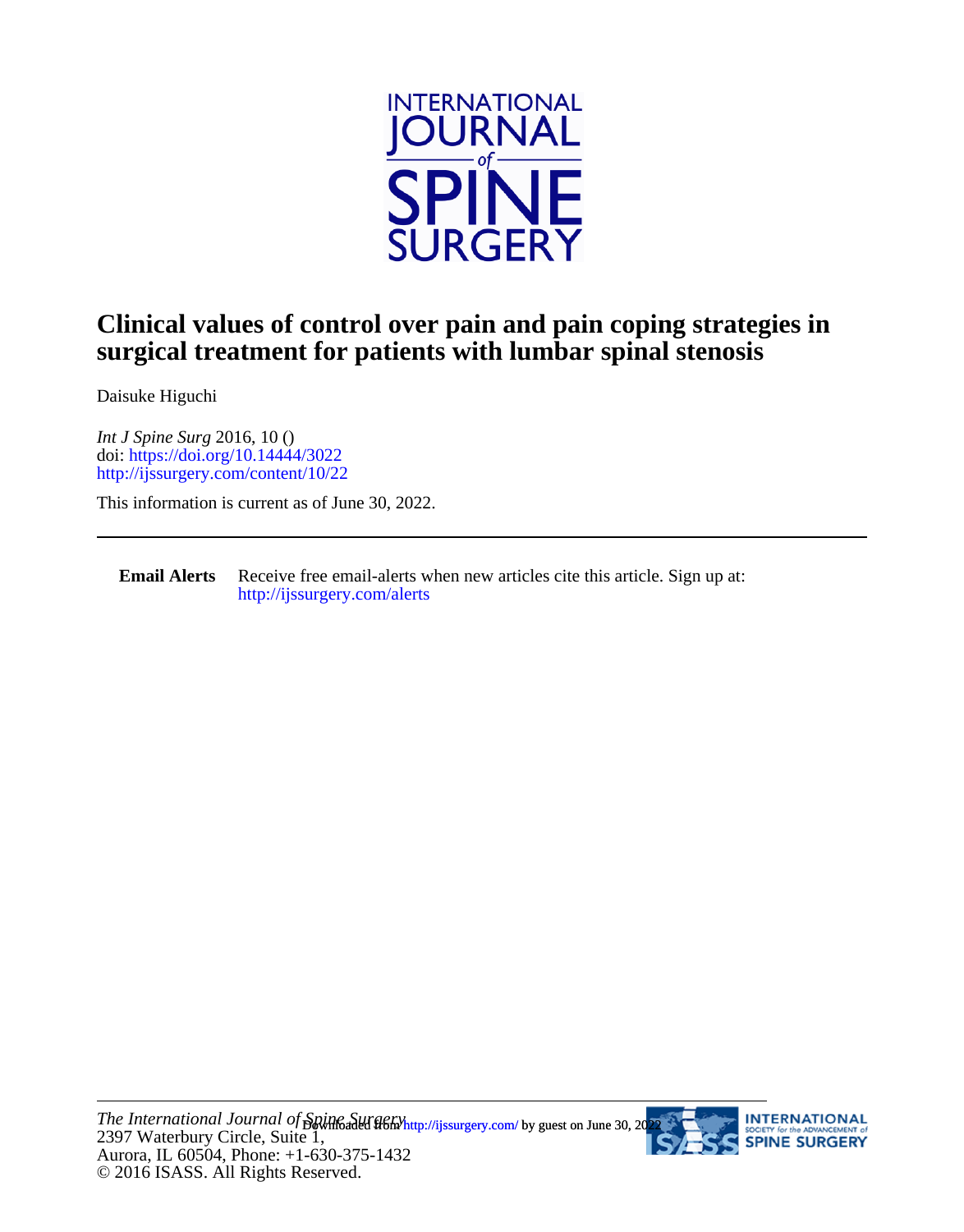# Clinical values of control over pain and pain coping strategies in surgical treatment for patients with lumbar spinal stenosis

Daisuke Higuchi

*Int J Spine Surg* 2016, 10 ()
doi: https://doi.org/10.14444/3022
http://ijssurgery.com/content/10/22

This information is current as of June 30, 2022.

---

**Email Alerts** Receive free email-alerts when new articles cite this article. Sign up at:
http://ijssurgery.com/alerts

---

*The International Journal of Spine Surgery*
2397 Waterbury Circle, Suite 1,
Aurora, IL 60504, Phone: +1-630-375-1432
© 2016 ISASS. All Rights Reserved.

Downloaded from http://ijssurgery.com/ by guest on June 30, 2022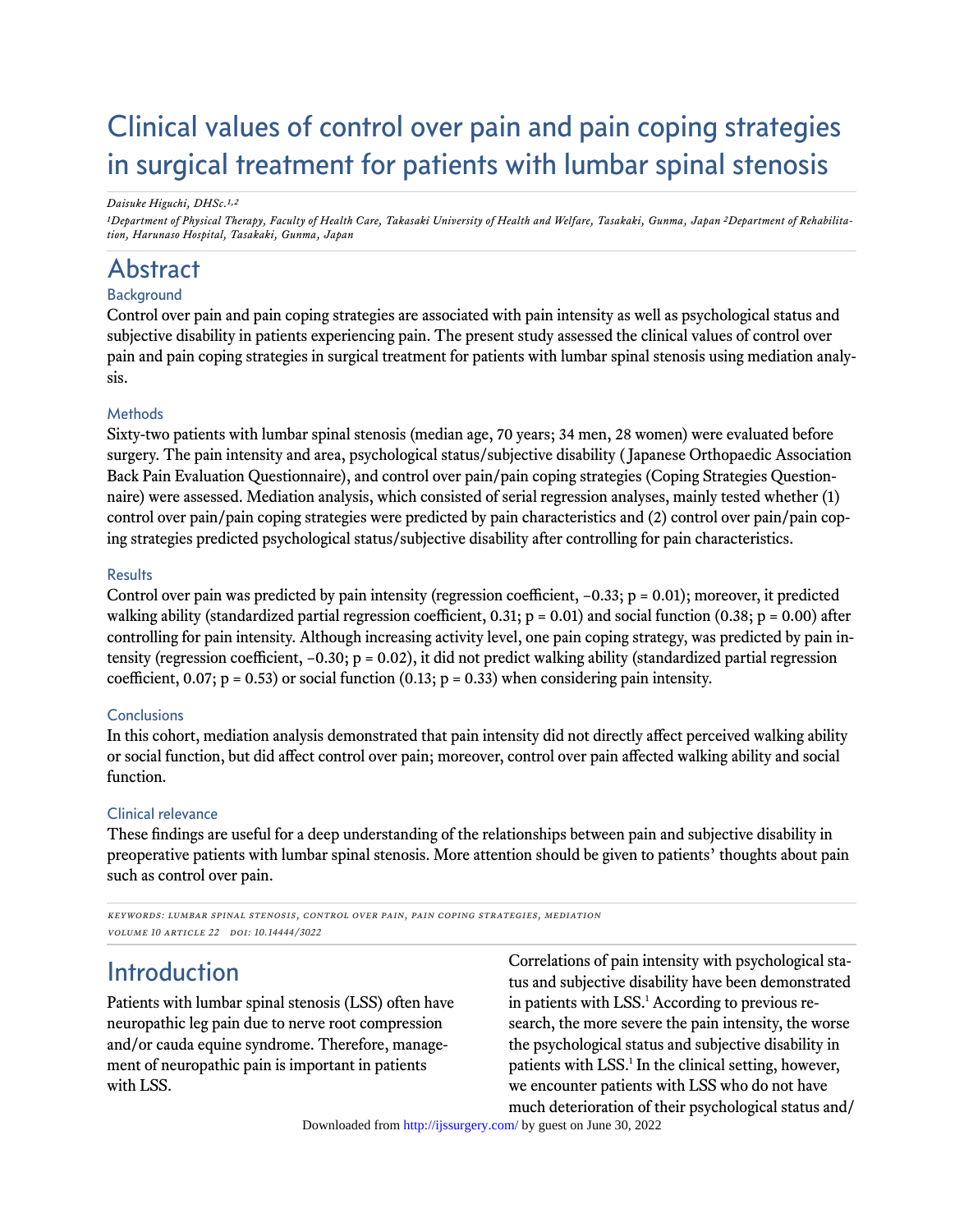# Clinical values of control over pain and pain coping strategies in surgical treatment for patients with lumbar spinal stenosis

*Daisuke Higuchi, DHSc.*[1,2]

*[1]Department of Physical Therapy, Faculty of Health Care, Takasaki University of Health and Welfare, Tasakaki, Gunma, Japan [2]Department of Rehabilitation, Harunaso Hospital, Tasakaki, Gunma, Japan*

## Abstract

### Background

Control over pain and pain coping strategies are associated with pain intensity as well as psychological status and subjective disability in patients experiencing pain. The present study assessed the clinical values of control over pain and pain coping strategies in surgical treatment for patients with lumbar spinal stenosis using mediation analysis.

### Methods

Sixty-two patients with lumbar spinal stenosis (median age, 70 years; 34 men, 28 women) were evaluated before surgery. The pain intensity and area, psychological status/subjective disability (Japanese Orthopaedic Association Back Pain Evaluation Questionnaire), and control over pain/pain coping strategies (Coping Strategies Questionnaire) were assessed. Mediation analysis, which consisted of serial regression analyses, mainly tested whether (1) control over pain/pain coping strategies were predicted by pain characteristics and (2) control over pain/pain coping strategies predicted psychological status/subjective disability after controlling for pain characteristics.

### Results

Control over pain was predicted by pain intensity (regression coefficient, −0.33; p = 0.01); moreover, it predicted walking ability (standardized partial regression coefficient, 0.31; p = 0.01) and social function (0.38; p = 0.00) after controlling for pain intensity. Although increasing activity level, one pain coping strategy, was predicted by pain intensity (regression coefficient, −0.30; p = 0.02), it did not predict walking ability (standardized partial regression coefficient, 0.07; p = 0.53) or social function (0.13; p = 0.33) when considering pain intensity.

### Conclusions

In this cohort, mediation analysis demonstrated that pain intensity did not directly affect perceived walking ability or social function, but did affect control over pain; moreover, control over pain affected walking ability and social function.

### Clinical relevance

These findings are useful for a deep understanding of the relationships between pain and subjective disability in preoperative patients with lumbar spinal stenosis. More attention should be given to patients' thoughts about pain such as control over pain.

*KEYWORDS: LUMBAR SPINAL STENOSIS, CONTROL OVER PAIN, PAIN COPING STRATEGIES, MEDIATION*
*VOLUME 10 ARTICLE 22 DOI: 10.14444/3022*

## Introduction

Patients with lumbar spinal stenosis (LSS) often have neuropathic leg pain due to nerve root compression and/or cauda equine syndrome. Therefore, management of neuropathic pain is important in patients with LSS.

Correlations of pain intensity with psychological status and subjective disability have been demonstrated in patients with LSS.[1] According to previous research, the more severe the pain intensity, the worse the psychological status and subjective disability in patients with LSS.[1] In the clinical setting, however, we encounter patients with LSS who do not have much deterioration of their psychological status and/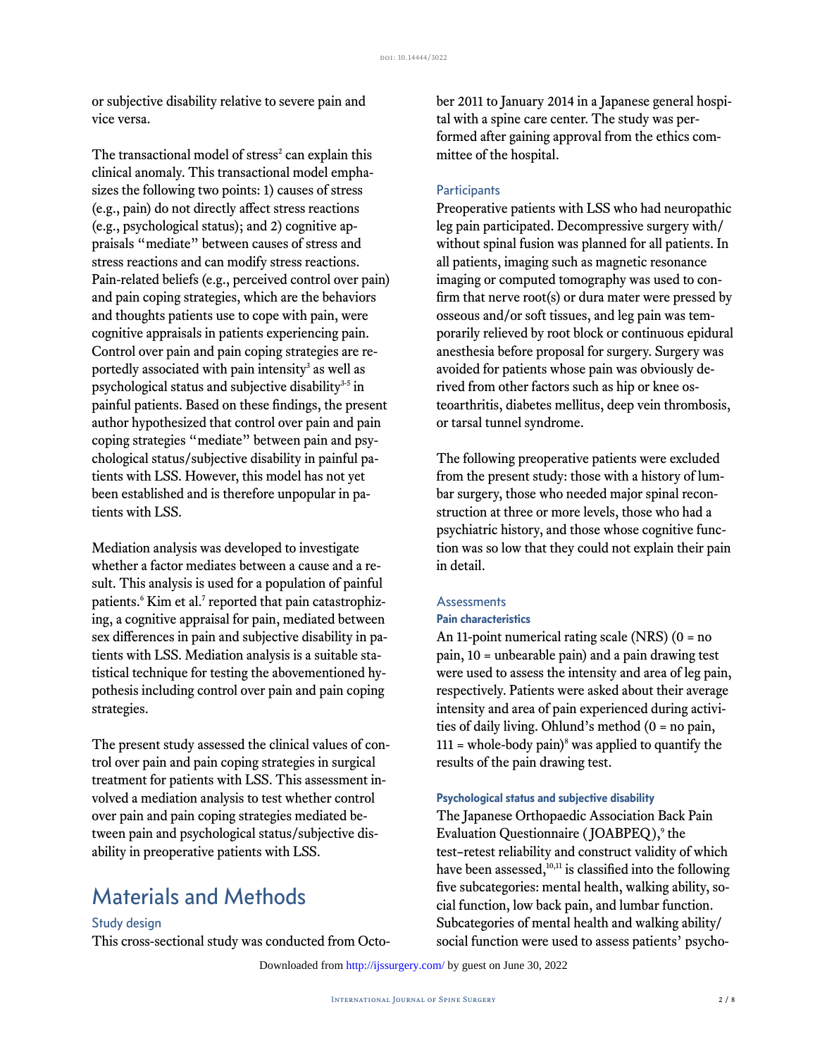or subjective disability relative to severe pain and vice versa.

The transactional model of stress[2] can explain this clinical anomaly. This transactional model emphasizes the following two points: 1) causes of stress (e.g., pain) do not directly affect stress reactions (e.g., psychological status); and 2) cognitive appraisals "mediate" between causes of stress and stress reactions and can modify stress reactions. Pain-related beliefs (e.g., perceived control over pain) and pain coping strategies, which are the behaviors and thoughts patients use to cope with pain, were cognitive appraisals in patients experiencing pain. Control over pain and pain coping strategies are reportedly associated with pain intensity[3] as well as psychological status and subjective disability[3-5] in painful patients. Based on these findings, the present author hypothesized that control over pain and pain coping strategies "mediate" between pain and psychological status/subjective disability in painful patients with LSS. However, this model has not yet been established and is therefore unpopular in patients with LSS.

Mediation analysis was developed to investigate whether a factor mediates between a cause and a result. This analysis is used for a population of painful patients.[6] Kim et al.[7] reported that pain catastrophizing, a cognitive appraisal for pain, mediated between sex differences in pain and subjective disability in patients with LSS. Mediation analysis is a suitable statistical technique for testing the abovementioned hypothesis including control over pain and pain coping strategies.

The present study assessed the clinical values of control over pain and pain coping strategies in surgical treatment for patients with LSS. This assessment involved a mediation analysis to test whether control over pain and pain coping strategies mediated between pain and psychological status/subjective disability in preoperative patients with LSS.

# Materials and Methods

## Study design

This cross-sectional study was conducted from October 2011 to January 2014 in a Japanese general hospital with a spine care center. The study was performed after gaining approval from the ethics committee of the hospital.

## Participants

Preoperative patients with LSS who had neuropathic leg pain participated. Decompressive surgery with/without spinal fusion was planned for all patients. In all patients, imaging such as magnetic resonance imaging or computed tomography was used to confirm that nerve root(s) or dura mater were pressed by osseous and/or soft tissues, and leg pain was temporarily relieved by root block or continuous epidural anesthesia before proposal for surgery. Surgery was avoided for patients whose pain was obviously derived from other factors such as hip or knee osteoarthritis, diabetes mellitus, deep vein thrombosis, or tarsal tunnel syndrome.

The following preoperative patients were excluded from the present study: those with a history of lumbar surgery, those who needed major spinal reconstruction at three or more levels, those who had a psychiatric history, and those whose cognitive function was so low that they could not explain their pain in detail.

## Assessments

### Pain characteristics

An 11-point numerical rating scale (NRS) (0 = no pain, 10 = unbearable pain) and a pain drawing test were used to assess the intensity and area of leg pain, respectively. Patients were asked about their average intensity and area of pain experienced during activities of daily living. Ohlund's method (0 = no pain, 111 = whole-body pain)[8] was applied to quantify the results of the pain drawing test.

### Psychological status and subjective disability

The Japanese Orthopaedic Association Back Pain Evaluation Questionnaire (JOABPEQ),[9] the test–retest reliability and construct validity of which have been assessed,[10,11] is classified into the following five subcategories: mental health, walking ability, social function, low back pain, and lumbar function. Subcategories of mental health and walking ability/social function were used to assess patients' psycho-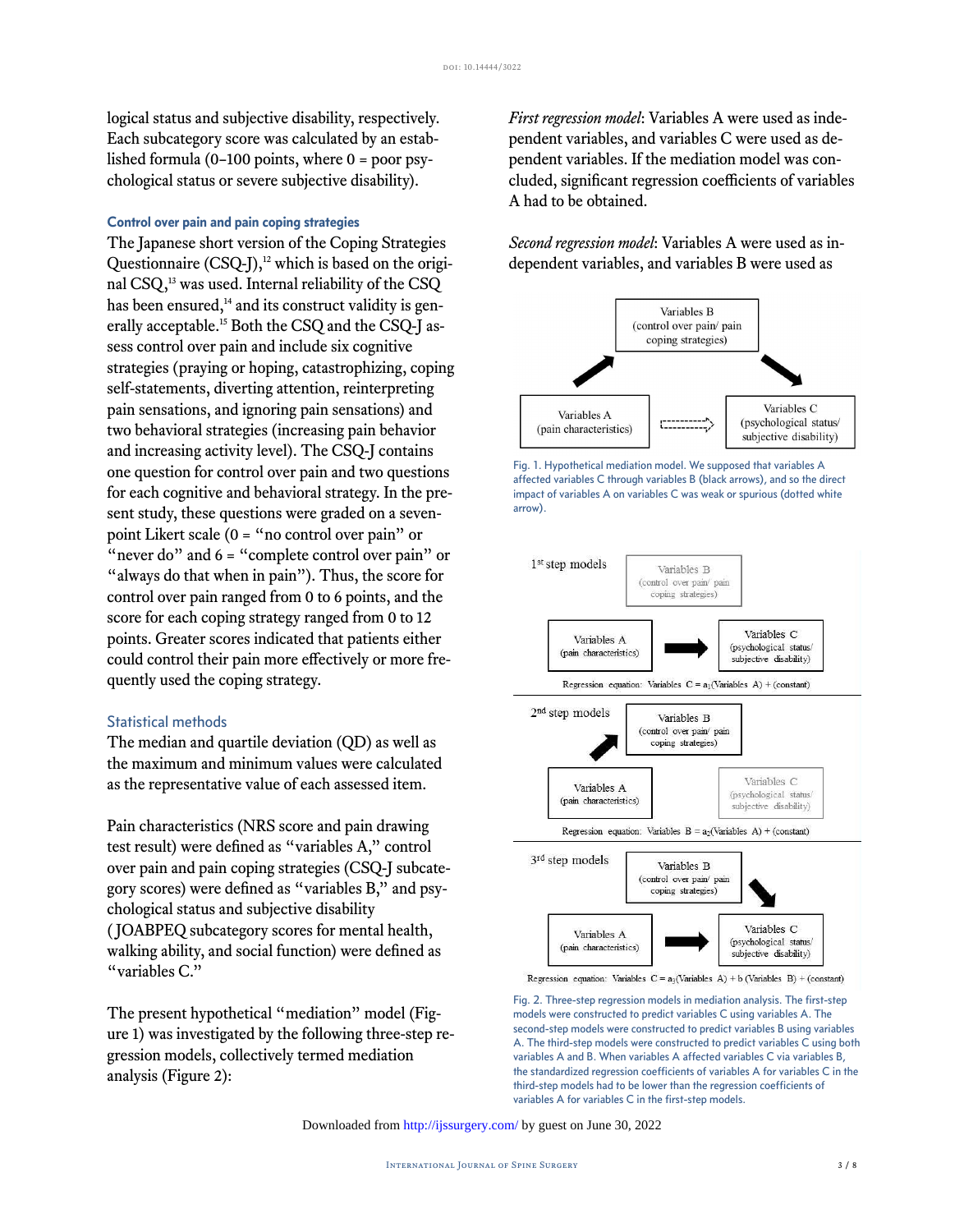logical status and subjective disability, respectively. Each subcategory score was calculated by an established formula (0–100 points, where 0 = poor psychological status or severe subjective disability).

### Control over pain and pain coping strategies

The Japanese short version of the Coping Strategies Questionnaire (CSQ-J),[12] which is based on the original CSQ,[13] was used. Internal reliability of the CSQ has been ensured,[14] and its construct validity is generally acceptable.[15] Both the CSQ and the CSQ-J assess control over pain and include six cognitive strategies (praying or hoping, catastrophizing, coping self-statements, diverting attention, reinterpreting pain sensations, and ignoring pain sensations) and two behavioral strategies (increasing pain behavior and increasing activity level). The CSQ-J contains one question for control over pain and two questions for each cognitive and behavioral strategy. In the present study, these questions were graded on a seven-point Likert scale (0 = "no control over pain" or "never do" and 6 = "complete control over pain" or "always do that when in pain"). Thus, the score for control over pain ranged from 0 to 6 points, and the score for each coping strategy ranged from 0 to 12 points. Greater scores indicated that patients either could control their pain more effectively or more frequently used the coping strategy.

## Statistical methods

The median and quartile deviation (QD) as well as the maximum and minimum values were calculated as the representative value of each assessed item.

Pain characteristics (NRS score and pain drawing test result) were defined as "variables A," control over pain and pain coping strategies (CSQ-J subcategory scores) were defined as "variables B," and psychological status and subjective disability (JOABPEQ subcategory scores for mental health, walking ability, and social function) were defined as "variables C."

The present hypothetical "mediation" model (Figure 1) was investigated by the following three-step regression models, collectively termed mediation analysis (Figure 2):

*First regression model*: Variables A were used as independent variables, and variables C were used as dependent variables. If the mediation model was concluded, significant regression coefficients of variables A had to be obtained.

*Second regression model*: Variables A were used as independent variables, and variables B were used as

Variables B (control over pain/ pain coping strategies)

Variables A (pain characteristics)

Variables C (psychological status/ subjective disability)

Fig. 1. Hypothetical mediation model. We supposed that variables A affected variables C through variables B (black arrows), and so the direct impact of variables A on variables C was weak or spurious (dotted white arrow).

1st step models

Variables B (control over pain/ pain coping strategies)

Variables A (pain characteristics)

Variables C (psychological status/ subjective disability)

Regression equation: Variables C = $a_1$(Variables A) + (constant)

2nd step models

Variables B (control over pain/ pain coping strategies)

Variables A (pain characteristics)

Variables C (psychological status/ subjective disability)

Regression equation: Variables B = $a_2$(Variables A) + (constant)

3rd step models

Variables B (control over pain/ pain coping strategies)

Variables A (pain characteristics)

Variables C (psychological status/ subjective disability)

Regression equation: Variables C = $a_3$(Variables A) + b (Variables B) + (constant)

Fig. 2. Three-step regression models in mediation analysis. The first-step models were constructed to predict variables C using variables A. The second-step models were constructed to predict variables B using variables A. The third-step models were constructed to predict variables C using both variables A and B. When variables A affected variables C via variables B, the standardized regression coefficients of variables A for variables C in the third-step models had to be lower than the regression coefficients of variables A for variables C in the first-step models.

Downloaded from http://ijssurgery.com/ by guest on June 30, 2022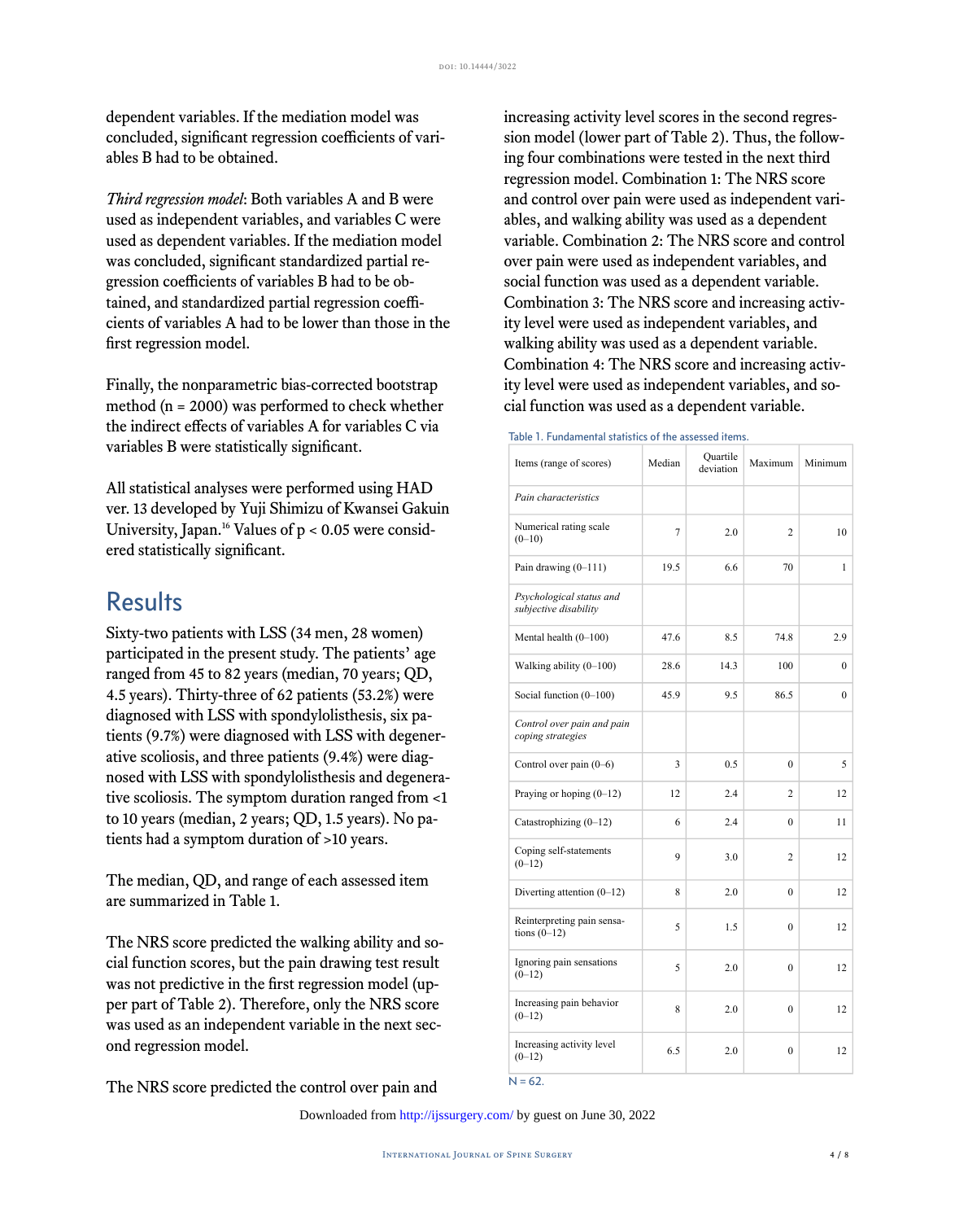dependent variables. If the mediation model was concluded, significant regression coefficients of variables B had to be obtained.

*Third regression model*: Both variables A and B were used as independent variables, and variables C were used as dependent variables. If the mediation model was concluded, significant standardized partial regression coefficients of variables B had to be obtained, and standardized partial regression coefficients of variables A had to be lower than those in the first regression model.

Finally, the nonparametric bias-corrected bootstrap method (n = 2000) was performed to check whether the indirect effects of variables A for variables C via variables B were statistically significant.

All statistical analyses were performed using HAD ver. 13 developed by Yuji Shimizu of Kwansei Gakuin University, Japan.[16] Values of $p < 0.05$ were considered statistically significant.

## Results

Sixty-two patients with LSS (34 men, 28 women) participated in the present study. The patients' age ranged from 45 to 82 years (median, 70 years; QD, 4.5 years). Thirty-three of 62 patients (53.2%) were diagnosed with LSS with spondylolisthesis, six patients (9.7%) were diagnosed with LSS with degenerative scoliosis, and three patients (9.4%) were diagnosed with LSS with spondylolisthesis and degenerative scoliosis. The symptom duration ranged from <1 to 10 years (median, 2 years; QD, 1.5 years). No patients had a symptom duration of >10 years.

The median, QD, and range of each assessed item are summarized in Table 1.

The NRS score predicted the walking ability and social function scores, but the pain drawing test result was not predictive in the first regression model (upper part of Table 2). Therefore, only the NRS score was used as an independent variable in the next second regression model.

The NRS score predicted the control over pain and increasing activity level scores in the second regression model (lower part of Table 2). Thus, the following four combinations were tested in the next third regression model. Combination 1: The NRS score and control over pain were used as independent variables, and walking ability was used as a dependent variable. Combination 2: The NRS score and control over pain were used as independent variables, and social function was used as a dependent variable. Combination 3: The NRS score and increasing activity level were used as independent variables, and walking ability was used as a dependent variable. Combination 4: The NRS score and increasing activity level were used as independent variables, and social function was used as a dependent variable.

Table 1. Fundamental statistics of the assessed items.

| Items (range of scores) | Median | Quartile deviation | Maximum | Minimum |
|---|---|---|---|---|
| *Pain characteristics* | | | | |
| Numerical rating scale (0–10) | 7 | 2.0 | 2 | 10 |
| Pain drawing (0–111) | 19.5 | 6.6 | 70 | 1 |
| *Psychological status and subjective disability* | | | | |
| Mental health (0–100) | 47.6 | 8.5 | 74.8 | 2.9 |
| Walking ability (0–100) | 28.6 | 14.3 | 100 | 0 |
| Social function (0–100) | 45.9 | 9.5 | 86.5 | 0 |
| *Control over pain and pain coping strategies* | | | | |
| Control over pain (0–6) | 3 | 0.5 | 0 | 5 |
| Praying or hoping (0–12) | 12 | 2.4 | 2 | 12 |
| Catastrophizing (0–12) | 6 | 2.4 | 0 | 11 |
| Coping self-statements (0–12) | 9 | 3.0 | 2 | 12 |
| Diverting attention (0–12) | 8 | 2.0 | 0 | 12 |
| Reinterpreting pain sensations (0–12) | 5 | 1.5 | 0 | 12 |
| Ignoring pain sensations (0–12) | 5 | 2.0 | 0 | 12 |
| Increasing pain behavior (0–12) | 8 | 2.0 | 0 | 12 |
| Increasing activity level (0–12) | 6.5 | 2.0 | 0 | 12 |

N = 62.

Downloaded from http://ijssurgery.com/ by guest on June 30, 2022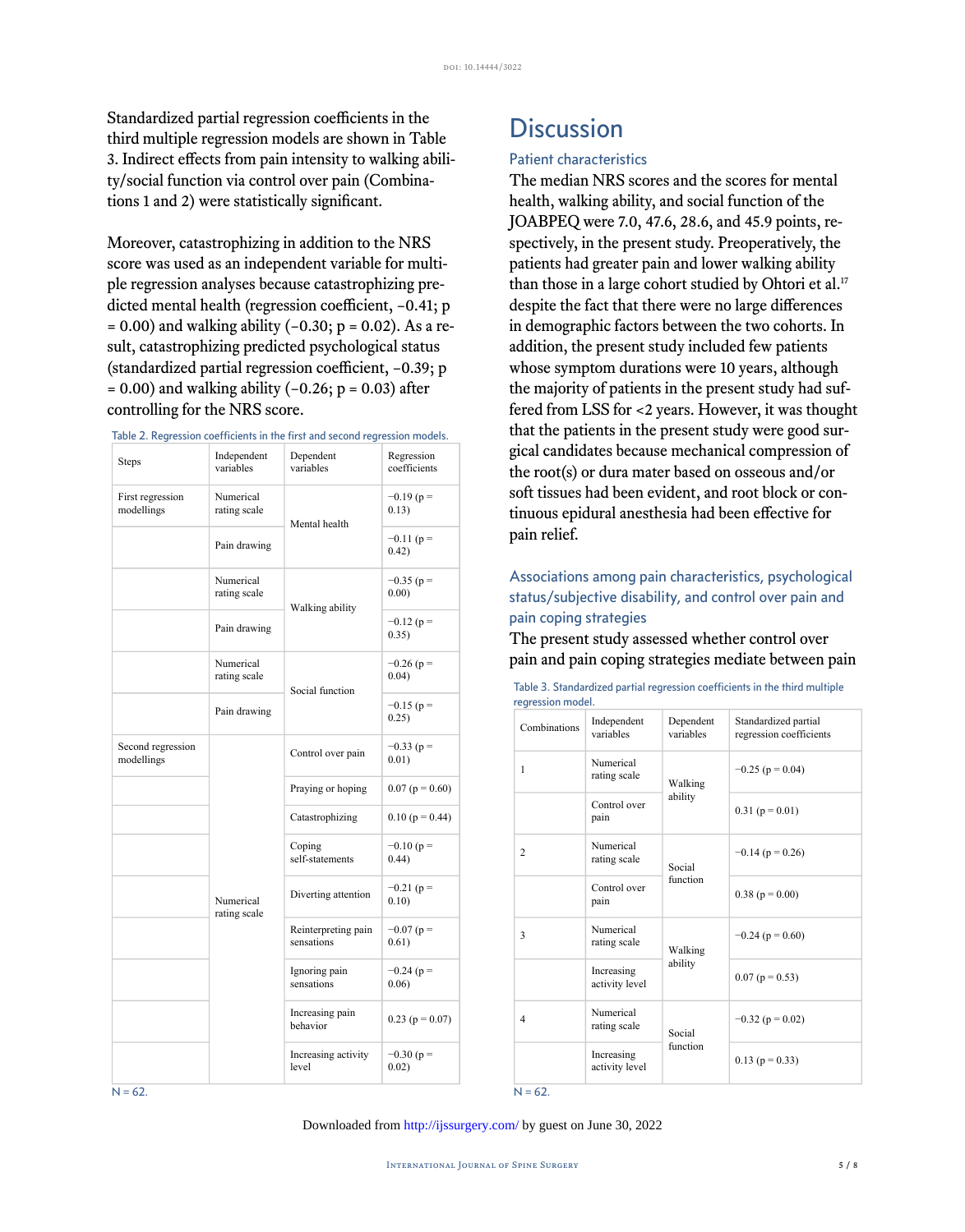Standardized partial regression coefficients in the third multiple regression models are shown in Table 3. Indirect effects from pain intensity to walking ability/social function via control over pain (Combinations 1 and 2) were statistically significant.

Moreover, catastrophizing in addition to the NRS score was used as an independent variable for multiple regression analyses because catastrophizing predicted mental health (regression coefficient, −0.41; p = 0.00) and walking ability (−0.30; p = 0.02). As a result, catastrophizing predicted psychological status (standardized partial regression coefficient, −0.39; p = 0.00) and walking ability (−0.26; p = 0.03) after controlling for the NRS score.

Table 2. Regression coefficients in the first and second regression models.

| Steps | Independent variables | Dependent variables | Regression coefficients |
|---|---|---|---|
| First regression modellings | Numerical rating scale | Mental health | −0.19 (p = 0.13) |
| | Pain drawing | | −0.11 (p = 0.42) |
| | Numerical rating scale | Walking ability | −0.35 (p = 0.00) |
| | Pain drawing | | −0.12 (p = 0.35) |
| | Numerical rating scale | Social function | −0.26 (p = 0.04) |
| | Pain drawing | | −0.15 (p = 0.25) |
| Second regression modellings | Numerical rating scale | Control over pain | −0.33 (p = 0.01) |
| | | Praying or hoping | 0.07 (p = 0.60) |
| | | Catastrophizing | 0.10 (p = 0.44) |
| | | Coping self-statements | −0.10 (p = 0.44) |
| | | Diverting attention | −0.21 (p = 0.10) |
| | | Reinterpreting pain sensations | −0.07 (p = 0.61) |
| | | Ignoring pain sensations | −0.24 (p = 0.06) |
| | | Increasing pain behavior | 0.23 (p = 0.07) |
| | | Increasing activity level | −0.30 (p = 0.02) |

N = 62.

# Discussion

## Patient characteristics

The median NRS scores and the scores for mental health, walking ability, and social function of the JOABPEQ were 7.0, 47.6, 28.6, and 45.9 points, respectively, in the present study. Preoperatively, the patients had greater pain and lower walking ability than those in a large cohort studied by Ohtori et al.[17] despite the fact that there were no large differences in demographic factors between the two cohorts. In addition, the present study included few patients whose symptom durations were 10 years, although the majority of patients in the present study had suffered from LSS for <2 years. However, it was thought that the patients in the present study were good surgical candidates because mechanical compression of the root(s) or dura mater based on osseous and/or soft tissues had been evident, and root block or continuous epidural anesthesia had been effective for pain relief.

## Associations among pain characteristics, psychological status/subjective disability, and control over pain and pain coping strategies

The present study assessed whether control over pain and pain coping strategies mediate between pain

Table 3. Standardized partial regression coefficients in the third multiple regression model.

| Combinations | Independent variables | Dependent variables | Standardized partial regression coefficients |
|---|---|---|---|
| 1 | Numerical rating scale | Walking ability | −0.25 (p = 0.04) |
| | Control over pain | | 0.31 (p = 0.01) |
| 2 | Numerical rating scale | Social function | −0.14 (p = 0.26) |
| | Control over pain | | 0.38 (p = 0.00) |
| 3 | Numerical rating scale | Walking ability | −0.24 (p = 0.60) |
| | Increasing activity level | | 0.07 (p = 0.53) |
| 4 | Numerical rating scale | Social function | −0.32 (p = 0.02) |
| | Increasing activity level | | 0.13 (p = 0.33) |

N = 62.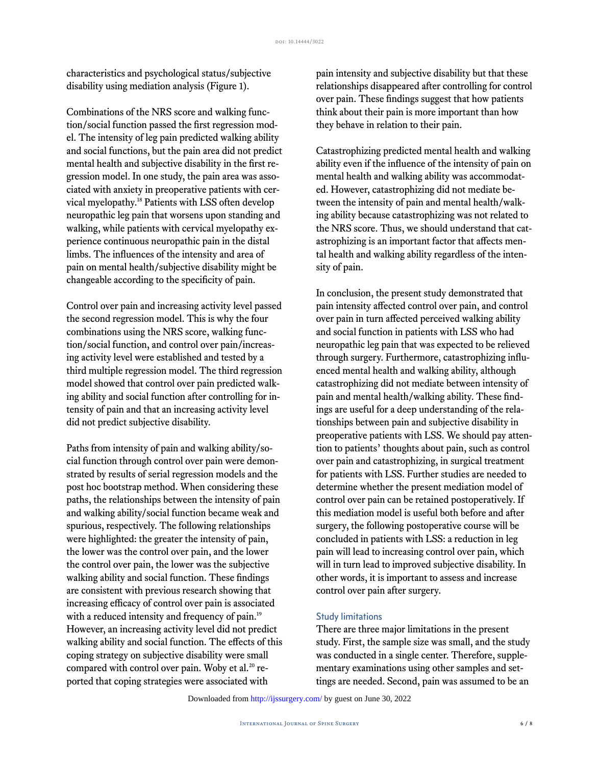characteristics and psychological status/subjective disability using mediation analysis (Figure 1).

Combinations of the NRS score and walking function/social function passed the first regression model. The intensity of leg pain predicted walking ability and social functions, but the pain area did not predict mental health and subjective disability in the first regression model. In one study, the pain area was associated with anxiety in preoperative patients with cervical myelopathy.[18] Patients with LSS often develop neuropathic leg pain that worsens upon standing and walking, while patients with cervical myelopathy experience continuous neuropathic pain in the distal limbs. The influences of the intensity and area of pain on mental health/subjective disability might be changeable according to the specificity of pain.

Control over pain and increasing activity level passed the second regression model. This is why the four combinations using the NRS score, walking function/social function, and control over pain/increasing activity level were established and tested by a third multiple regression model. The third regression model showed that control over pain predicted walking ability and social function after controlling for intensity of pain and that an increasing activity level did not predict subjective disability.

Paths from intensity of pain and walking ability/social function through control over pain were demonstrated by results of serial regression models and the post hoc bootstrap method. When considering these paths, the relationships between the intensity of pain and walking ability/social function became weak and spurious, respectively. The following relationships were highlighted: the greater the intensity of pain, the lower was the control over pain, and the lower the control over pain, the lower was the subjective walking ability and social function. These findings are consistent with previous research showing that increasing efficacy of control over pain is associated with a reduced intensity and frequency of pain.[19] However, an increasing activity level did not predict walking ability and social function. The effects of this coping strategy on subjective disability were small compared with control over pain. Woby et al.[20] reported that coping strategies were associated with pain intensity and subjective disability but that these relationships disappeared after controlling for control over pain. These findings suggest that how patients think about their pain is more important than how they behave in relation to their pain.

Catastrophizing predicted mental health and walking ability even if the influence of the intensity of pain on mental health and walking ability was accommodated. However, catastrophizing did not mediate between the intensity of pain and mental health/walking ability because catastrophizing was not related to the NRS score. Thus, we should understand that catastrophizing is an important factor that affects mental health and walking ability regardless of the intensity of pain.

In conclusion, the present study demonstrated that pain intensity affected control over pain, and control over pain in turn affected perceived walking ability and social function in patients with LSS who had neuropathic leg pain that was expected to be relieved through surgery. Furthermore, catastrophizing influenced mental health and walking ability, although catastrophizing did not mediate between intensity of pain and mental health/walking ability. These findings are useful for a deep understanding of the relationships between pain and subjective disability in preoperative patients with LSS. We should pay attention to patients' thoughts about pain, such as control over pain and catastrophizing, in surgical treatment for patients with LSS. Further studies are needed to determine whether the present mediation model of control over pain can be retained postoperatively. If this mediation model is useful both before and after surgery, the following postoperative course will be concluded in patients with LSS: a reduction in leg pain will lead to increasing control over pain, which will in turn lead to improved subjective disability. In other words, it is important to assess and increase control over pain after surgery.

### Study limitations

There are three major limitations in the present study. First, the sample size was small, and the study was conducted in a single center. Therefore, supplementary examinations using other samples and settings are needed. Second, pain was assumed to be an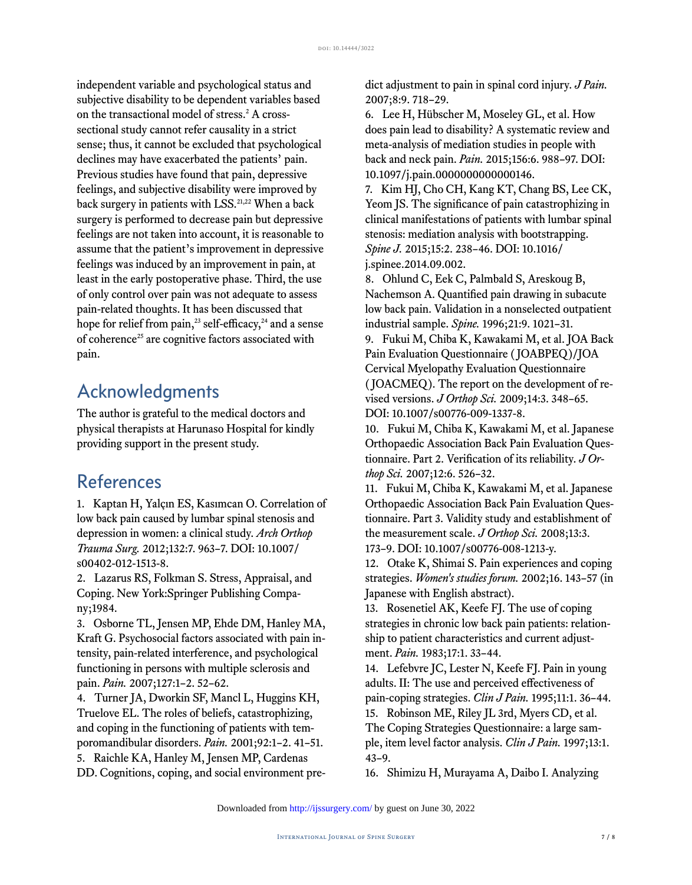independent variable and psychological status and subjective disability to be dependent variables based on the transactional model of stress.[2] A cross-sectional study cannot refer causality in a strict sense; thus, it cannot be excluded that psychological declines may have exacerbated the patients' pain. Previous studies have found that pain, depressive feelings, and subjective disability were improved by back surgery in patients with LSS.[21,22] When a back surgery is performed to decrease pain but depressive feelings are not taken into account, it is reasonable to assume that the patient's improvement in depressive feelings was induced by an improvement in pain, at least in the early postoperative phase. Third, the use of only control over pain was not adequate to assess pain-related thoughts. It has been discussed that hope for relief from pain,[23] self-efficacy,[24] and a sense of coherence[25] are cognitive factors associated with pain.

## Acknowledgments

The author is grateful to the medical doctors and physical therapists at Harunaso Hospital for kindly providing support in the present study.

## References

1. Kaptan H, Yalçın ES, Kasımcan O. Correlation of low back pain caused by lumbar spinal stenosis and depression in women: a clinical study. *Arch Orthop Trauma Surg.* 2012;132:7. 963–7. DOI: 10.1007/s00402-012-1513-8.
2. Lazarus RS, Folkman S. Stress, Appraisal, and Coping. New York:Springer Publishing Company;1984.
3. Osborne TL, Jensen MP, Ehde DM, Hanley MA, Kraft G. Psychosocial factors associated with pain intensity, pain-related interference, and psychological functioning in persons with multiple sclerosis and pain. *Pain.* 2007;127:1–2. 52–62.
4. Turner JA, Dworkin SF, Mancl L, Huggins KH, Truelove EL. The roles of beliefs, catastrophizing, and coping in the functioning of patients with temporomandibular disorders. *Pain.* 2001;92:1–2. 41–51.
5. Raichle KA, Hanley M, Jensen MP, Cardenas DD. Cognitions, coping, and social environment predict adjustment to pain in spinal cord injury. *J Pain.* 2007;8:9. 718–29.
6. Lee H, Hübscher M, Moseley GL, et al. How does pain lead to disability? A systematic review and meta-analysis of mediation studies in people with back and neck pain. *Pain.* 2015;156:6. 988–97. DOI: 10.1097/j.pain.0000000000000146.
7. Kim HJ, Cho CH, Kang KT, Chang BS, Lee CK, Yeom JS. The significance of pain catastrophizing in clinical manifestations of patients with lumbar spinal stenosis: mediation analysis with bootstrapping. *Spine J.* 2015;15:2. 238–46. DOI: 10.1016/j.spinee.2014.09.002.
8. Ohlund C, Eek C, Palmbald S, Areskoug B, Nachemson A. Quantified pain drawing in subacute low back pain. Validation in a nonselected outpatient industrial sample. *Spine.* 1996;21:9. 1021–31.
9. Fukui M, Chiba K, Kawakami M, et al. JOA Back Pain Evaluation Questionnaire (JOABPEQ)/JOA Cervical Myelopathy Evaluation Questionnaire (JOACMEQ). The report on the development of revised versions. *J Orthop Sci.* 2009;14:3. 348–65. DOI: 10.1007/s00776-009-1337-8.
10. Fukui M, Chiba K, Kawakami M, et al. Japanese Orthopaedic Association Back Pain Evaluation Questionnaire. Part 2. Verification of its reliability. *J Orthop Sci.* 2007;12:6. 526–32.
11. Fukui M, Chiba K, Kawakami M, et al. Japanese Orthopaedic Association Back Pain Evaluation Questionnaire. Part 3. Validity study and establishment of the measurement scale. *J Orthop Sci.* 2008;13:3. 173–9. DOI: 10.1007/s00776-008-1213-y.
12. Otake K, Shimai S. Pain experiences and coping strategies. *Women's studies forum.* 2002;16. 143–57 (in Japanese with English abstract).
13. Rosenetiel AK, Keefe FJ. The use of coping strategies in chronic low back pain patients: relationship to patient characteristics and current adjustment. *Pain.* 1983;17:1. 33–44.
14. Lefebvre JC, Lester N, Keefe FJ. Pain in young adults. II: The use and perceived effectiveness of pain-coping strategies. *Clin J Pain.* 1995;11:1. 36–44.
15. Robinson ME, Riley JL 3rd, Myers CD, et al. The Coping Strategies Questionnaire: a large sample, item level factor analysis. *Clin J Pain.* 1997;13:1. 43–9.
16. Shimizu H, Murayama A, Daibo I. Analyzing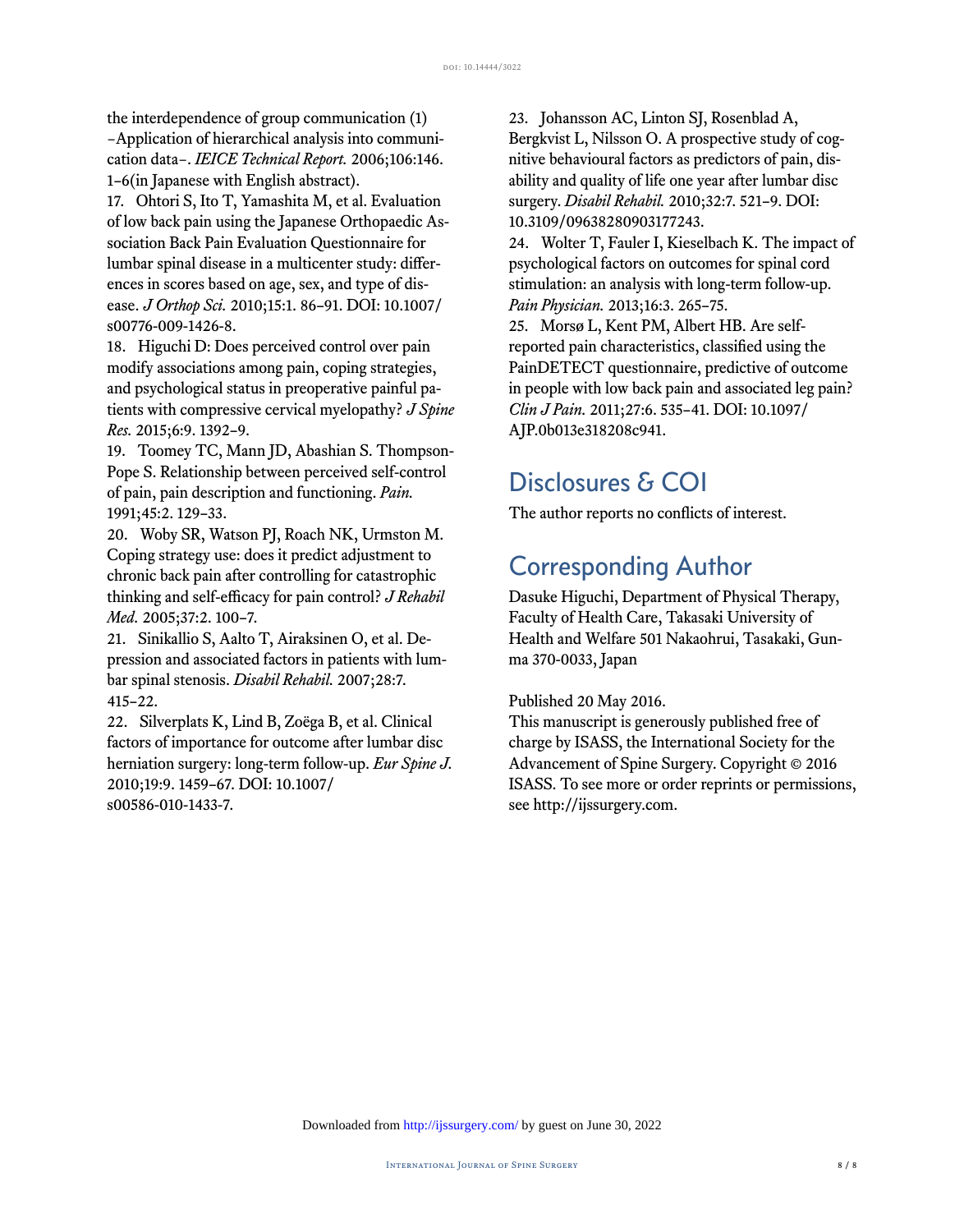the interdependence of group communication (1) –Application of hierarchical analysis into communication data–. *IEICE Technical Report.* 2006;106:146. 1–6(in Japanese with English abstract).

17. Ohtori S, Ito T, Yamashita M, et al. Evaluation of low back pain using the Japanese Orthopaedic Association Back Pain Evaluation Questionnaire for lumbar spinal disease in a multicenter study: differences in scores based on age, sex, and type of disease. *J Orthop Sci.* 2010;15:1. 86–91. DOI: 10.1007/s00776-009-1426-8.

18. Higuchi D: Does perceived control over pain modify associations among pain, coping strategies, and psychological status in preoperative painful patients with compressive cervical myelopathy? *J Spine Res.* 2015;6:9. 1392–9.

19. Toomey TC, Mann JD, Abashian S. Thompson-Pope S. Relationship between perceived self-control of pain, pain description and functioning. *Pain.* 1991;45:2. 129–33.

20. Woby SR, Watson PJ, Roach NK, Urmston M. Coping strategy use: does it predict adjustment to chronic back pain after controlling for catastrophic thinking and self-efficacy for pain control? *J Rehabil Med.* 2005;37:2. 100–7.

21. Sinikallio S, Aalto T, Airaksinen O, et al. Depression and associated factors in patients with lumbar spinal stenosis. *Disabil Rehabil.* 2007;28:7. 415–22.

22. Silverplats K, Lind B, Zoëga B, et al. Clinical factors of importance for outcome after lumbar disc herniation surgery: long-term follow-up. *Eur Spine J.* 2010;19:9. 1459–67. DOI: 10.1007/s00586-010-1433-7.

23. Johansson AC, Linton SJ, Rosenblad A, Bergkvist L, Nilsson O. A prospective study of cognitive behavioural factors as predictors of pain, disability and quality of life one year after lumbar disc surgery. *Disabil Rehabil.* 2010;32:7. 521–9. DOI: 10.3109/09638280903177243.

24. Wolter T, Fauler I, Kieselbach K. The impact of psychological factors on outcomes for spinal cord stimulation: an analysis with long-term follow-up. *Pain Physician.* 2013;16:3. 265–75.

25. Morsø L, Kent PM, Albert HB. Are self-reported pain characteristics, classified using the PainDETECT questionnaire, predictive of outcome in people with low back pain and associated leg pain? *Clin J Pain.* 2011;27:6. 535–41. DOI: 10.1097/AJP.0b013e318208c941.

## Disclosures & COI

The author reports no conflicts of interest.

## Corresponding Author

Dasuke Higuchi, Department of Physical Therapy, Faculty of Health Care, Takasaki University of Health and Welfare 501 Nakaohrui, Tasakaki, Gunma 370-0033, Japan

Published 20 May 2016.

This manuscript is generously published free of charge by ISASS, the International Society for the Advancement of Spine Surgery. Copyright © 2016 ISASS. To see more or order reprints or permissions, see http://ijssurgery.com.